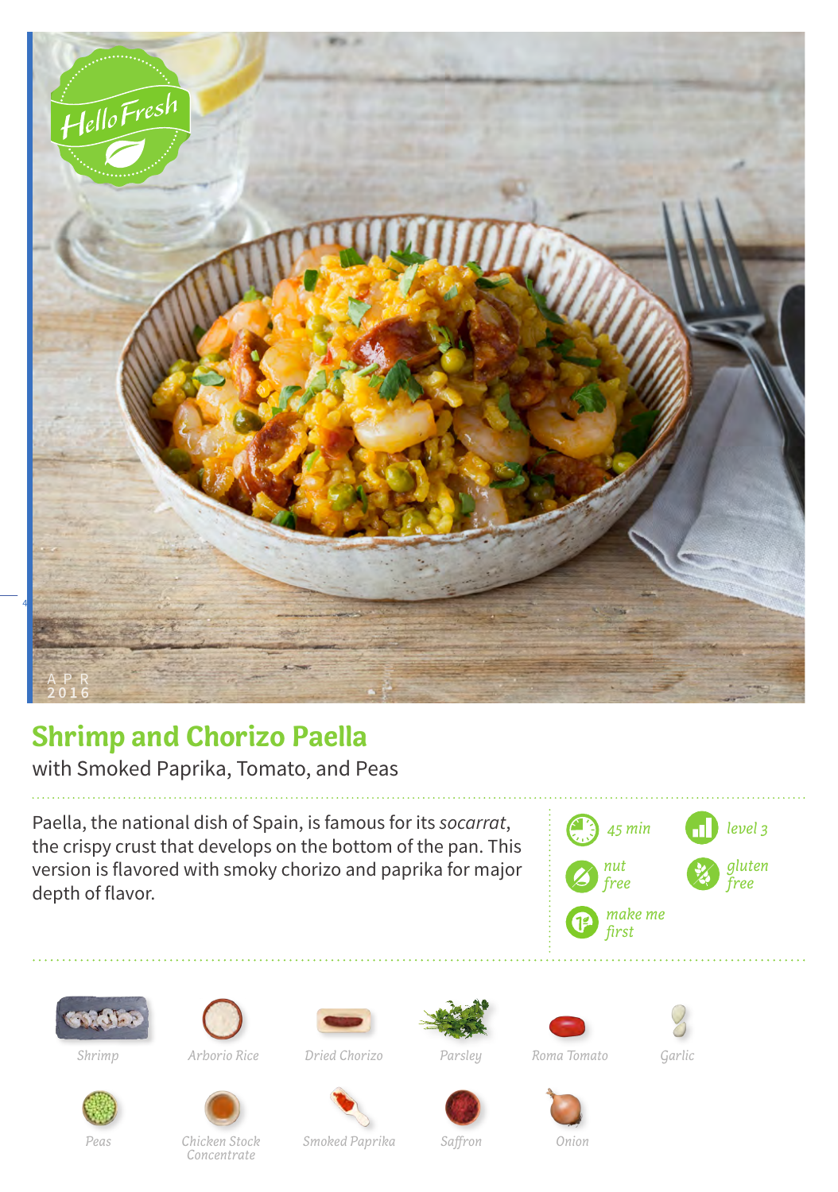# Shrimp and Chorizo Paella

with Smoked Paprika, Tomato, and Peas

Paella, the national dish of Spain, is famous for its *socarrat*, the crispy crust that develops on the bottom of the pan. This version is flavored with smoky chorizo and paprika for major depth of flavor.

- 45 min
- level 3
- nut free
- gluten free
- make me first

Shrimp

Arborio Rice

Dried Chorizo

Parsley

Roma Tomato

Garlic

Peas

Chicken Stock Concentrate

Smoked Paprika

Saffron

Onion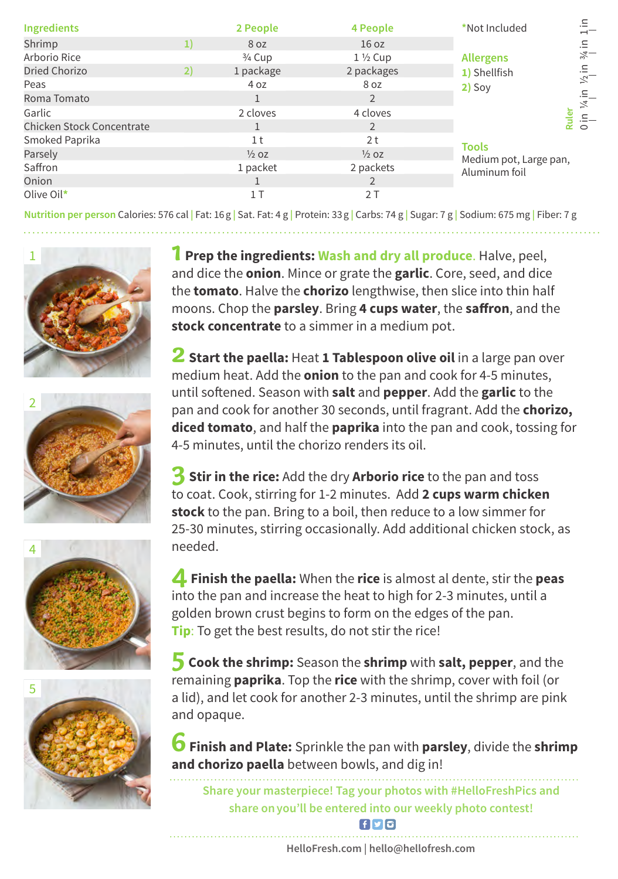| Ingredients | | 2 People | 4 People |
|---|---|---|---|
| Shrimp | 1) | 8 oz | 16 oz |
| Arborio Rice | | ¾ Cup | 1 ½ Cup |
| Dried Chorizo | 2) | 1 package | 2 packages |
| Peas | | 4 oz | 8 oz |
| Roma Tomato | | 1 | 2 |
| Garlic | | 2 cloves | 4 cloves |
| Chicken Stock Concentrate | | 1 | 2 |
| Smoked Paprika | | 1 t | 2 t |
| Parsely | | ½ oz | ½ oz |
| Saffron | | 1 packet | 2 packets |
| Onion | | 1 | 2 |
| Olive Oil* | | 1 T | 2 T |

*Not Included

**Allergens**
1) Shellfish
2) Soy

**Tools**
Medium pot, Large pan, Aluminum foil

Ruler
0 in ¼ in ½ in ¾ in 1 in

**Nutrition per person** Calories: 576 cal | Fat: 16 g | Sat. Fat: 4 g | Protein: 33 g | Carbs: 74 g | Sugar: 7 g | Sodium: 675 mg | Fiber: 7 g

1 **Prep the ingredients: Wash and dry all produce**. Halve, peel, and dice the **onion**. Mince or grate the **garlic**. Core, seed, and dice the **tomato**. Halve the **chorizo** lengthwise, then slice into thin half moons. Chop the **parsley**. Bring **4 cups water**, the **saffron**, and the **stock concentrate** to a simmer in a medium pot.

2 **Start the paella:** Heat **1 Tablespoon olive oil** in a large pan over medium heat. Add the **onion** to the pan and cook for 4-5 minutes, until softened. Season with **salt** and **pepper**. Add the **garlic** to the pan and cook for another 30 seconds, until fragrant. Add the **chorizo, diced tomato**, and half the **paprika** into the pan and cook, tossing for 4-5 minutes, until the chorizo renders its oil.

3 **Stir in the rice:** Add the dry **Arborio rice** to the pan and toss to coat. Cook, stirring for 1-2 minutes. Add **2 cups warm chicken stock** to the pan. Bring to a boil, then reduce to a low simmer for 25-30 minutes, stirring occasionally. Add additional chicken stock, as needed.

4 **Finish the paella:** When the **rice** is almost al dente, stir the **peas** into the pan and increase the heat to high for 2-3 minutes, until a golden brown crust begins to form on the edges of the pan.
Tip: To get the best results, do not stir the rice!

5 **Cook the shrimp:** Season the **shrimp** with **salt, pepper**, and the remaining **paprika**. Top the **rice** with the shrimp, cover with foil (or a lid), and let cook for another 2-3 minutes, until the shrimp are pink and opaque.

6 **Finish and Plate:** Sprinkle the pan with **parsley**, divide the **shrimp and chorizo paella** between bowls, and dig in!

Share your masterpiece! Tag your photos with #HelloFreshPics and share on you'll be entered into our weekly photo contest!

HelloFresh.com | hello@hellofresh.com